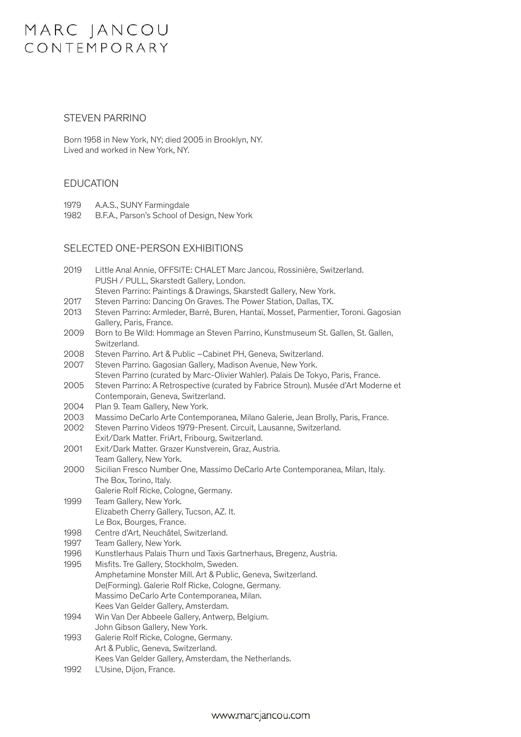MARC JANCOU
CONTEMPORARY

# STEVEN PARRINO

Born 1958 in New York, NY; died 2005 in Brooklyn, NY.
Lived and worked in New York, NY.

## EDUCATION

1979 A.A.S., SUNY Farmingdale
1982 B.F.A., Parson's School of Design, New York

## SELECTED ONE-PERSON EXHIBITIONS

**2019**
Little Anal Annie, OFFSITE: CHALET Marc Jancou, Rossinière, Switzerland.
PUSH / PULL, Skarstedt Gallery, London.
Steven Parrino: Paintings & Drawings, Skarstedt Gallery, New York.

**2017**
Steven Parrino: Dancing On Graves. The Power Station, Dallas, TX.

**2013**
Steven Parrino: Armleder, Barré, Buren, Hantaï, Mosset, Parmentier, Toroni. Gagosian Gallery, Paris, France.

**2009**
Born to Be Wild: Hommage an Steven Parrino, Kunstmuseum St. Gallen, St. Gallen, Switzerland.

**2008**
Steven Parrino. Art & Public –Cabinet PH, Geneva, Switzerland.

**2007**
Steven Parrino. Gagosian Gallery, Madison Avenue, New York.
Steven Parrino (curated by Marc-Olivier Wahler). Palais De Tokyo, Paris, France.

**2005**
Steven Parrino: A Retrospective (curated by Fabrice Stroun). Musée d'Art Moderne et Contemporain, Geneva, Switzerland.

**2004**
Plan 9. Team Gallery, New York.

**2003**
Massimo DeCarlo Arte Contemporanea, Milano Galerie, Jean Brolly, Paris, France.

**2002**
Steven Parrino Videos 1979-Present. Circuit, Lausanne, Switzerland.
Exit/Dark Matter. FriArt, Fribourg, Switzerland.

**2001**
Exit/Dark Matter. Grazer Kunstverein, Graz, Austria.
Team Gallery, New York.

**2000**
Sicilian Fresco Number One, Massimo DeCarlo Arte Contemporanea, Milan, Italy.
The Box, Torino, Italy.
Galerie Rolf Ricke, Cologne, Germany.

**1999**
Team Gallery, New York.
Elizabeth Cherry Gallery, Tucson, AZ. It.
Le Box, Bourges, France.

**1998**
Centre d'Art, Neuchâtel, Switzerland.

**1997**
Team Gallery, New York.

**1996**
Kunstlerhaus Palais Thurn und Taxis Gartnerhaus, Bregenz, Austria.

**1995**
Misfits. Tre Gallery, Stockholm, Sweden.
Amphetamine Monster Mill. Art & Public, Geneva, Switzerland.
De(Forming). Galerie Rolf Ricke, Cologne, Germany.
Massimo DeCarlo Arte Contemporanea, Milan.
Kees Van Gelder Gallery, Amsterdam.

**1994**
Win Van Der Abbeele Gallery, Antwerp, Belgium.
John Gibson Gallery, New York.

**1993**
Galerie Rolf Ricke, Cologne, Germany.
Art & Public, Geneva, Switzerland.
Kees Van Gelder Gallery, Amsterdam, the Netherlands.

**1992**
L'Usine, Dijon, France.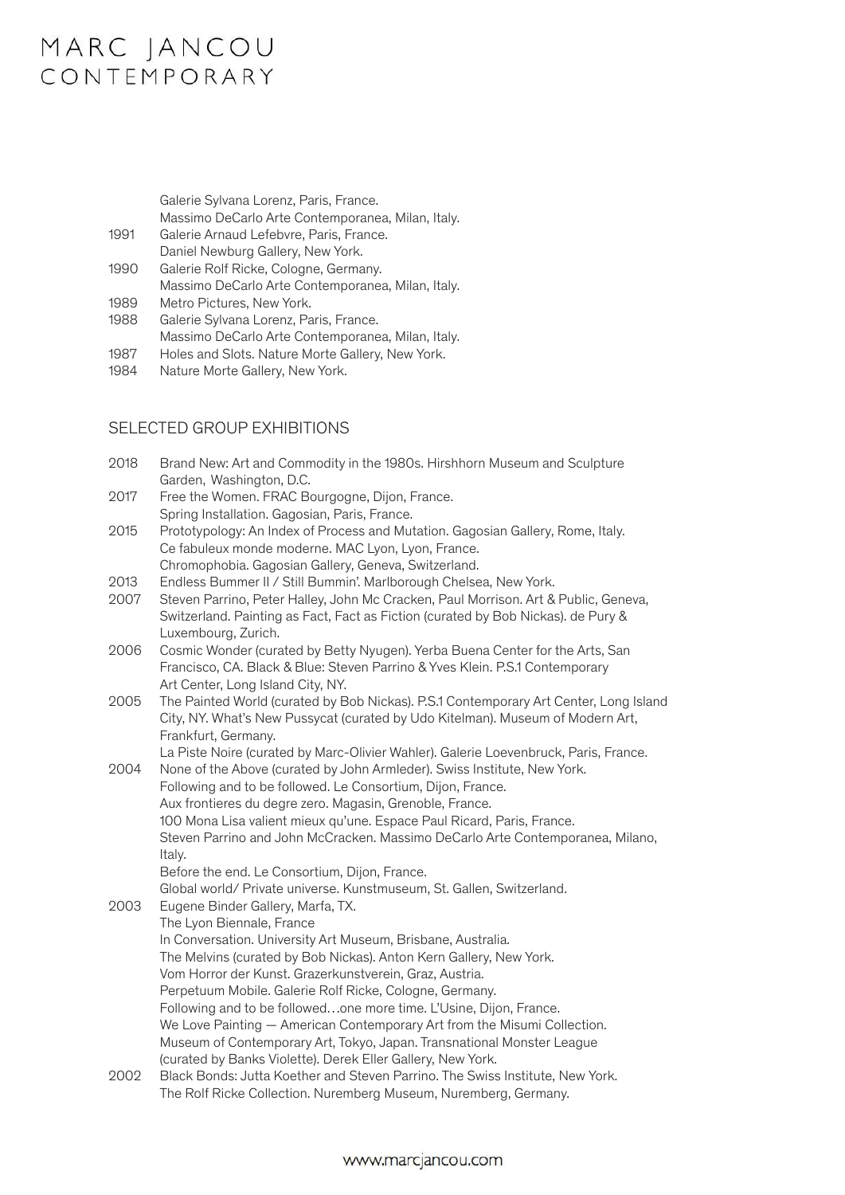Galerie Sylvana Lorenz, Paris, France.
Massimo DeCarlo Arte Contemporanea, Milan, Italy.

1991 Galerie Arnaud Lefebvre, Paris, France.
Daniel Newburg Gallery, New York.

1990 Galerie Rolf Ricke, Cologne, Germany.
Massimo DeCarlo Arte Contemporanea, Milan, Italy.

1989 Metro Pictures, New York.

1988 Galerie Sylvana Lorenz, Paris, France.
Massimo DeCarlo Arte Contemporanea, Milan, Italy.

1987 Holes and Slots. Nature Morte Gallery, New York.

1984 Nature Morte Gallery, New York.

## SELECTED GROUP EXHIBITIONS

2018 Brand New: Art and Commodity in the 1980s. Hirshhorn Museum and Sculpture Garden, Washington, D.C.

2017 Free the Women. FRAC Bourgogne, Dijon, France.
Spring Installation. Gagosian, Paris, France.

2015 Prototypology: An Index of Process and Mutation. Gagosian Gallery, Rome, Italy.
Ce fabuleux monde moderne. MAC Lyon, Lyon, France.
Chromophobia. Gagosian Gallery, Geneva, Switzerland.

2013 Endless Bummer II / Still Bummin'. Marlborough Chelsea, New York.

2007 Steven Parrino, Peter Halley, John Mc Cracken, Paul Morrison. Art & Public, Geneva, Switzerland. Painting as Fact, Fact as Fiction (curated by Bob Nickas). de Pury & Luxembourg, Zurich.

2006 Cosmic Wonder (curated by Betty Nyugen). Yerba Buena Center for the Arts, San Francisco, CA. Black & Blue: Steven Parrino & Yves Klein. P.S.1 Contemporary Art Center, Long Island City, NY.

2005 The Painted World (curated by Bob Nickas). P.S.1 Contemporary Art Center, Long Island City, NY. What's New Pussycat (curated by Udo Kitelman). Museum of Modern Art, Frankfurt, Germany.
La Piste Noire (curated by Marc-Olivier Wahler). Galerie Loevenbruck, Paris, France.

2004 None of the Above (curated by John Armleder). Swiss Institute, New York.
Following and to be followed. Le Consortium, Dijon, France.
Aux frontieres du degre zero. Magasin, Grenoble, France.
100 Mona Lisa valient mieux qu'une. Espace Paul Ricard, Paris, France.
Steven Parrino and John McCracken. Massimo DeCarlo Arte Contemporanea, Milano, Italy.
Before the end. Le Consortium, Dijon, France.
Global world/ Private universe. Kunstmuseum, St. Gallen, Switzerland.

2003 Eugene Binder Gallery, Marfa, TX.
The Lyon Biennale, France
In Conversation. University Art Museum, Brisbane, Australia.
The Melvins (curated by Bob Nickas). Anton Kern Gallery, New York.
Vom Horror der Kunst. Grazerkunstverein, Graz, Austria.
Perpetuum Mobile. Galerie Rolf Ricke, Cologne, Germany.
Following and to be followed…one more time. L'Usine, Dijon, France.
We Love Painting — American Contemporary Art from the Misumi Collection. Museum of Contemporary Art, Tokyo, Japan. Transnational Monster League (curated by Banks Violette). Derek Eller Gallery, New York.

2002 Black Bonds: Jutta Koether and Steven Parrino. The Swiss Institute, New York.
The Rolf Ricke Collection. Nuremberg Museum, Nuremberg, Germany.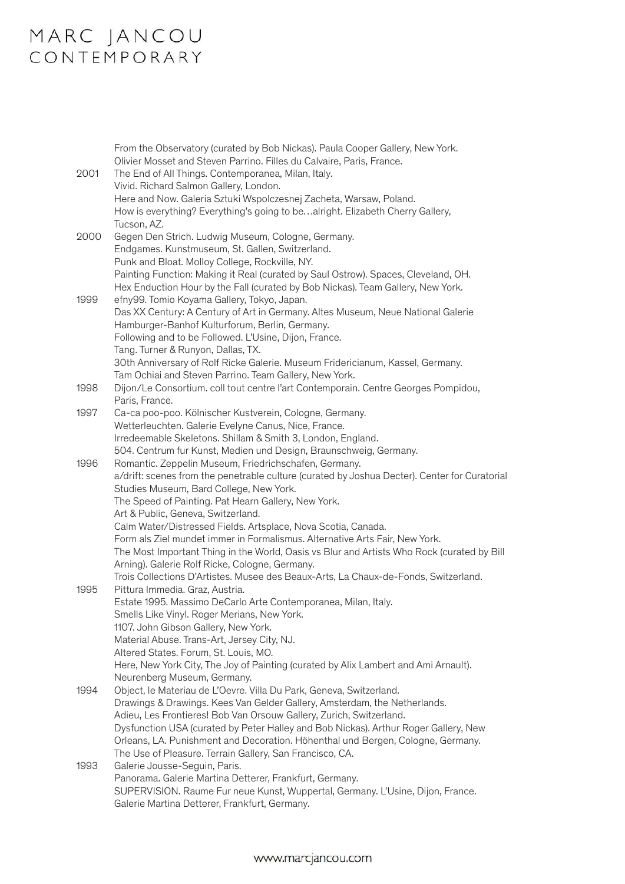From the Observatory (curated by Bob Nickas). Paula Cooper Gallery, New York.
Olivier Mosset and Steven Parrino. Filles du Calvaire, Paris, France.

2001 The End of All Things. Contemporanea, Milan, Italy.
Vivid. Richard Salmon Gallery, London.
Here and Now. Galeria Sztuki Wspolczesnej Zacheta, Warsaw, Poland.
How is everything? Everything's going to be…alright. Elizabeth Cherry Gallery, Tucson, AZ.

2000 Gegen Den Strich. Ludwig Museum, Cologne, Germany.
Endgames. Kunstmuseum, St. Gallen, Switzerland.
Punk and Bloat. Molloy College, Rockville, NY.
Painting Function: Making it Real (curated by Saul Ostrow). Spaces, Cleveland, OH.
Hex Enduction Hour by the Fall (curated by Bob Nickas). Team Gallery, New York.

1999 efny99. Tomio Koyama Gallery, Tokyo, Japan.
Das XX Century: A Century of Art in Germany. Altes Museum, Neue National Galerie Hamburger-Banhof Kulturforum, Berlin, Germany.
Following and to be Followed. L'Usine, Dijon, France.
Tang. Turner & Runyon, Dallas, TX.
30th Anniversary of Rolf Ricke Galerie. Museum Fridericianum, Kassel, Germany.
Tam Ochiai and Steven Parrino. Team Gallery, New York.

1998 Dijon/Le Consortium. coll tout centre l'art Contemporain. Centre Georges Pompidou, Paris, France.

1997 Ca-ca poo-poo. Kölnischer Kustverein, Cologne, Germany.
Wetterleuchten. Galerie Evelyne Canus, Nice, France.
Irredeemable Skeletons. Shillam & Smith 3, London, England.
504. Centrum fur Kunst, Medien und Design, Braunschweig, Germany.

1996 Romantic. Zeppelin Museum, Friedrichschafen, Germany.
a/drift: scenes from the penetrable culture (curated by Joshua Decter). Center for Curatorial Studies Museum, Bard College, New York.
The Speed of Painting. Pat Hearn Gallery, New York.
Art & Public, Geneva, Switzerland.
Calm Water/Distressed Fields. Artsplace, Nova Scotia, Canada.
Form als Ziel mundet immer in Formalismus. Alternative Arts Fair, New York.
The Most Important Thing in the World, Oasis vs Blur and Artists Who Rock (curated by Bill Arning). Galerie Rolf Ricke, Cologne, Germany.
Trois Collections D'Artistes. Musee des Beaux-Arts, La Chaux-de-Fonds, Switzerland.

1995 Pittura Immedia. Graz, Austria.
Estate 1995. Massimo DeCarlo Arte Contemporanea, Milan, Italy.
Smells Like Vinyl. Roger Merians, New York.
1107. John Gibson Gallery, New York.
Material Abuse. Trans-Art, Jersey City, NJ.
Altered States. Forum, St. Louis, MO.
Here, New York City, The Joy of Painting (curated by Alix Lambert and Ami Arnault). Neurenberg Museum, Germany.

1994 Object, le Materiau de L'Oevre. Villa Du Park, Geneva, Switzerland.
Drawings & Drawings. Kees Van Gelder Gallery, Amsterdam, the Netherlands.
Adieu, Les Frontieres! Bob Van Orsouw Gallery, Zurich, Switzerland.
Dysfunction USA (curated by Peter Halley and Bob Nickas). Arthur Roger Gallery, New Orleans, LA. Punishment and Decoration. Höhenthal und Bergen, Cologne, Germany.
The Use of Pleasure. Terrain Gallery, San Francisco, CA.

1993 Galerie Jousse-Seguin, Paris.
Panorama. Galerie Martina Detterer, Frankfurt, Germany.
SUPERVISION. Raume Fur neue Kunst, Wuppertal, Germany. L'Usine, Dijon, France.
Galerie Martina Detterer, Frankfurt, Germany.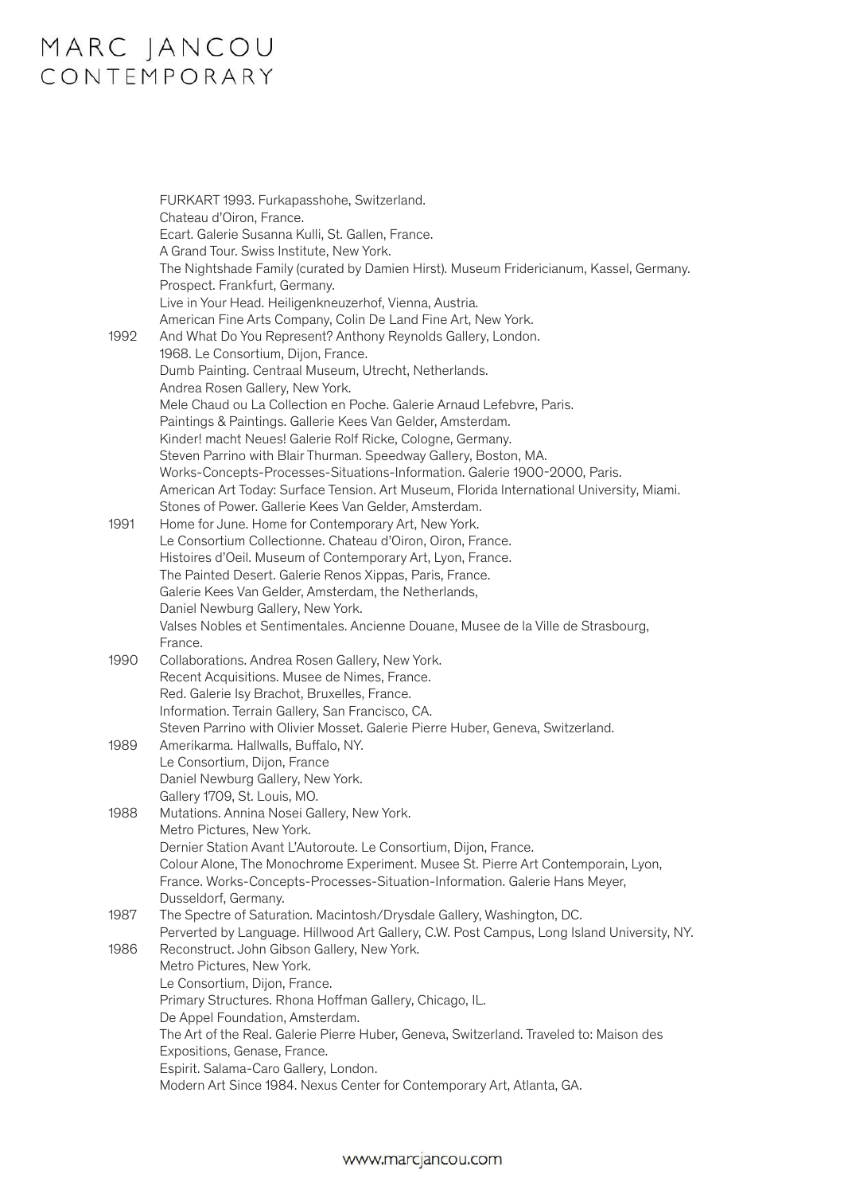FURKART 1993. Furkapasshohe, Switzerland.
Chateau d'Oiron, France.
Ecart. Galerie Susanna Kulli, St. Gallen, France.
A Grand Tour. Swiss Institute, New York.
The Nightshade Family (curated by Damien Hirst). Museum Fridericianum, Kassel, Germany.
Prospect. Frankfurt, Germany.
Live in Your Head. Heiligenkneuzerhof, Vienna, Austria.
American Fine Arts Company, Colin De Land Fine Art, New York.

1992 And What Do You Represent? Anthony Reynolds Gallery, London.
1968. Le Consortium, Dijon, France.
Dumb Painting. Centraal Museum, Utrecht, Netherlands.
Andrea Rosen Gallery, New York.
Mele Chaud ou La Collection en Poche. Galerie Arnaud Lefebvre, Paris.
Paintings & Paintings. Gallerie Kees Van Gelder, Amsterdam.
Kinder! macht Neues! Galerie Rolf Ricke, Cologne, Germany.
Steven Parrino with Blair Thurman. Speedway Gallery, Boston, MA.
Works-Concepts-Processes-Situations-Information. Galerie 1900-2000, Paris.
American Art Today: Surface Tension. Art Museum, Florida International University, Miami.
Stones of Power. Gallerie Kees Van Gelder, Amsterdam.

1991 Home for June. Home for Contemporary Art, New York.
Le Consortium Collectionne. Chateau d'Oiron, Oiron, France.
Histoires d'Oeil. Museum of Contemporary Art, Lyon, France.
The Painted Desert. Galerie Renos Xippas, Paris, France.
Galerie Kees Van Gelder, Amsterdam, the Netherlands,
Daniel Newburg Gallery, New York.
Valses Nobles et Sentimentales. Ancienne Douane, Musee de la Ville de Strasbourg, France.

1990 Collaborations. Andrea Rosen Gallery, New York.
Recent Acquisitions. Musee de Nimes, France.
Red. Galerie Isy Brachot, Bruxelles, France.
Information. Terrain Gallery, San Francisco, CA.
Steven Parrino with Olivier Mosset. Galerie Pierre Huber, Geneva, Switzerland.

1989 Amerikarma. Hallwalls, Buffalo, NY.
Le Consortium, Dijon, France
Daniel Newburg Gallery, New York.
Gallery 1709, St. Louis, MO.

1988 Mutations. Annina Nosei Gallery, New York.
Metro Pictures, New York.
Dernier Station Avant L'Autoroute. Le Consortium, Dijon, France.
Colour Alone, The Monochrome Experiment. Musee St. Pierre Art Contemporain, Lyon, France. Works-Concepts-Processes-Situation-Information. Galerie Hans Meyer, Dusseldorf, Germany.

1987 The Spectre of Saturation. Macintosh/Drysdale Gallery, Washington, DC.
Perverted by Language. Hillwood Art Gallery, C.W. Post Campus, Long Island University, NY.

1986 Reconstruct. John Gibson Gallery, New York.
Metro Pictures, New York.
Le Consortium, Dijon, France.
Primary Structures. Rhona Hoffman Gallery, Chicago, IL.
De Appel Foundation, Amsterdam.
The Art of the Real. Galerie Pierre Huber, Geneva, Switzerland. Traveled to: Maison des Expositions, Genase, France.
Espirit. Salama-Caro Gallery, London.
Modern Art Since 1984. Nexus Center for Contemporary Art, Atlanta, GA.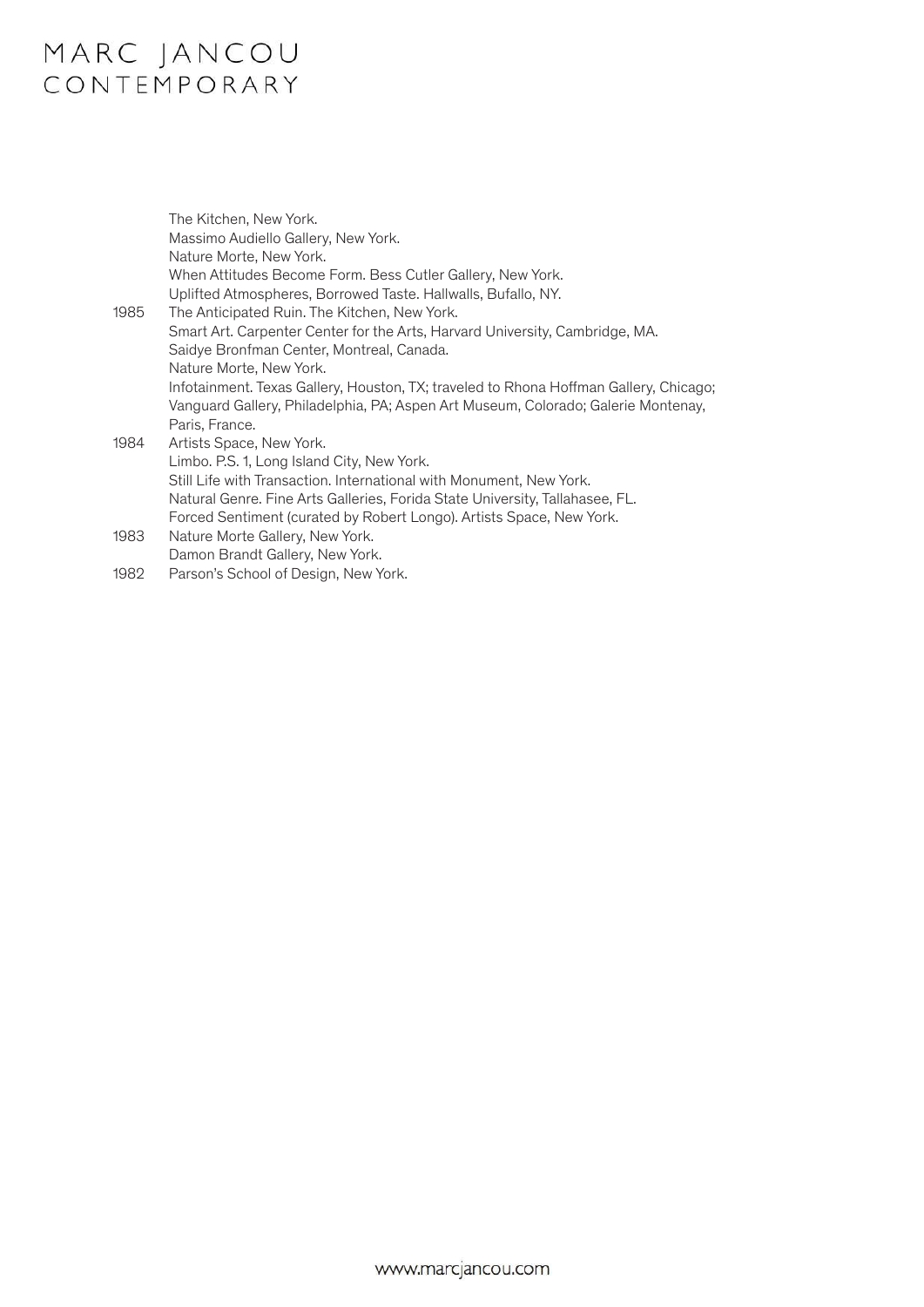The Kitchen, New York.
Massimo Audiello Gallery, New York.
Nature Morte, New York.
When Attitudes Become Form. Bess Cutler Gallery, New York.
Uplifted Atmospheres, Borrowed Taste. Hallwalls, Bufallo, NY.

1985 The Anticipated Ruin. The Kitchen, New York.
Smart Art. Carpenter Center for the Arts, Harvard University, Cambridge, MA.
Saidye Bronfman Center, Montreal, Canada.
Nature Morte, New York.
Infotainment. Texas Gallery, Houston, TX; traveled to Rhona Hoffman Gallery, Chicago; Vanguard Gallery, Philadelphia, PA; Aspen Art Museum, Colorado; Galerie Montenay, Paris, France.

1984 Artists Space, New York.
Limbo. P.S. 1, Long Island City, New York.
Still Life with Transaction. International with Monument, New York.
Natural Genre. Fine Arts Galleries, Forida State University, Tallahasee, FL.
Forced Sentiment (curated by Robert Longo). Artists Space, New York.

1983 Nature Morte Gallery, New York.
Damon Brandt Gallery, New York.

1982 Parson's School of Design, New York.